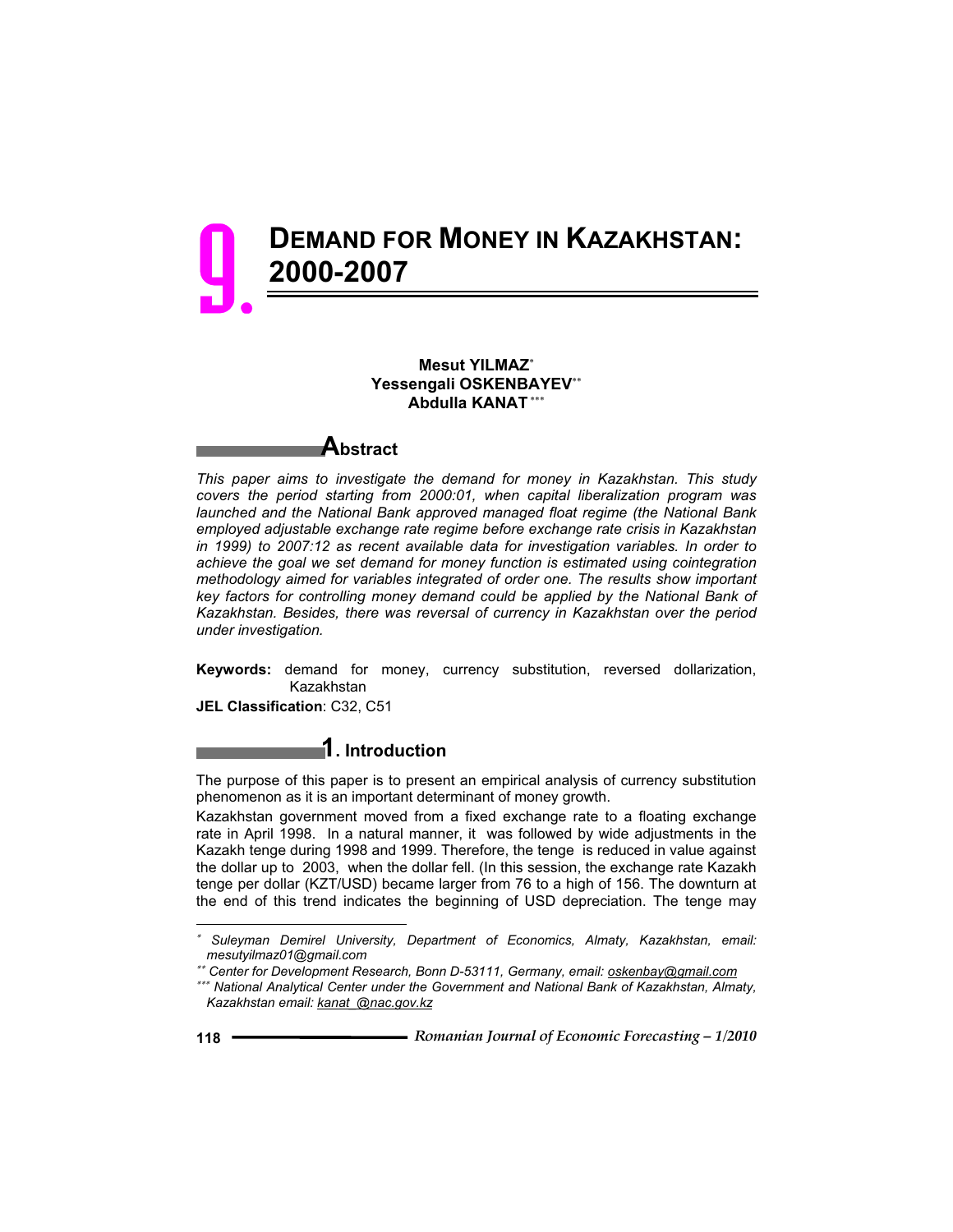# 9. DEMAND FOR MONEY IN KAZAKHSTAN: 2000-2007

**Mesut YILMAZ**[*]
**Yessengali OSKENBAYEV**[**]
**Abdulla KANAT**[***]

## Abstract

*This paper aims to investigate the demand for money in Kazakhstan. This study covers the period starting from 2000:01, when capital liberalization program was launched and the National Bank approved managed float regime (the National Bank employed adjustable exchange rate regime before exchange rate crisis in Kazakhstan in 1999) to 2007:12 as recent available data for investigation variables. In order to achieve the goal we set demand for money function is estimated using cointegration methodology aimed for variables integrated of order one. The results show important key factors for controlling money demand could be applied by the National Bank of Kazakhstan. Besides, there was reversal of currency in Kazakhstan over the period under investigation.*

**Keywords:** demand for money, currency substitution, reversed dollarization, Kazakhstan

**JEL Classification**: C32, C51

## 1. Introduction

The purpose of this paper is to present an empirical analysis of currency substitution phenomenon as it is an important determinant of money growth.

Kazakhstan government moved from a fixed exchange rate to a floating exchange rate in April 1998. In a natural manner, it was followed by wide adjustments in the Kazakh tenge during 1998 and 1999. Therefore, the tenge is reduced in value against the dollar up to 2003, when the dollar fell. (In this session, the exchange rate Kazakh tenge per dollar (KZT/USD) became larger from 76 to a high of 156. The downturn at the end of this trend indicates the beginning of USD depreciation. The tenge may

---

[*] Suleyman Demirel University, Department of Economics, Almaty, Kazakhstan, email: mesutyilmaz01@gmail.com

[**] Center for Development Research, Bonn D-53111, Germany, email: oskenbay@gmail.com

[***] National Analytical Center under the Government and National Bank of Kazakhstan, Almaty, Kazakhstan email: kanat_@nac.gov.kz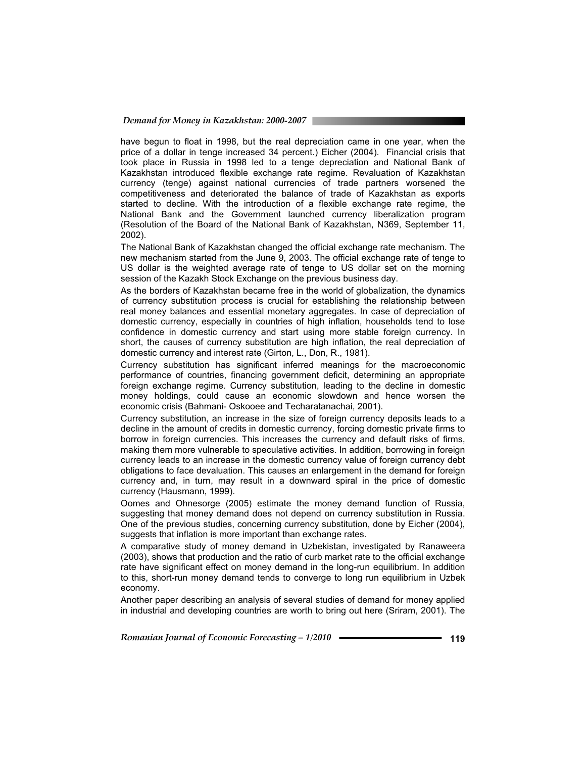have begun to float in 1998, but the real depreciation came in one year, when the price of a dollar in tenge increased 34 percent.) Eicher (2004). Financial crisis that took place in Russia in 1998 led to a tenge depreciation and National Bank of Kazakhstan introduced flexible exchange rate regime. Revaluation of Kazakhstan currency (tenge) against national currencies of trade partners worsened the competitiveness and deteriorated the balance of trade of Kazakhstan as exports started to decline. With the introduction of a flexible exchange rate regime, the National Bank and the Government launched currency liberalization program (Resolution of the Board of the National Bank of Kazakhstan, N369, September 11, 2002).

The National Bank of Kazakhstan changed the official exchange rate mechanism. The new mechanism started from the June 9, 2003. The official exchange rate of tenge to US dollar is the weighted average rate of tenge to US dollar set on the morning session of the Kazakh Stock Exchange on the previous business day.

As the borders of Kazakhstan became free in the world of globalization, the dynamics of currency substitution process is crucial for establishing the relationship between real money balances and essential monetary aggregates. In case of depreciation of domestic currency, especially in countries of high inflation, households tend to lose confidence in domestic currency and start using more stable foreign currency. In short, the causes of currency substitution are high inflation, the real depreciation of domestic currency and interest rate (Girton, L., Don, R., 1981).

Currency substitution has significant inferred meanings for the macroeconomic performance of countries, financing government deficit, determining an appropriate foreign exchange regime. Currency substitution, leading to the decline in domestic money holdings, could cause an economic slowdown and hence worsen the economic crisis (Bahmani- Oskooee and Techaratanachai, 2001).

Currency substitution, an increase in the size of foreign currency deposits leads to a decline in the amount of credits in domestic currency, forcing domestic private firms to borrow in foreign currencies. This increases the currency and default risks of firms, making them more vulnerable to speculative activities. In addition, borrowing in foreign currency leads to an increase in the domestic currency value of foreign currency debt obligations to face devaluation. This causes an enlargement in the demand for foreign currency and, in turn, may result in a downward spiral in the price of domestic currency (Hausmann, 1999).

Oomes and Ohnesorge (2005) estimate the money demand function of Russia, suggesting that money demand does not depend on currency substitution in Russia. One of the previous studies, concerning currency substitution, done by Eicher (2004), suggests that inflation is more important than exchange rates.

A comparative study of money demand in Uzbekistan, investigated by Ranaweera (2003), shows that production and the ratio of curb market rate to the official exchange rate have significant effect on money demand in the long-run equilibrium. In addition to this, short-run money demand tends to converge to long run equilibrium in Uzbek economy.

Another paper describing an analysis of several studies of demand for money applied in industrial and developing countries are worth to bring out here (Sriram, 2001). The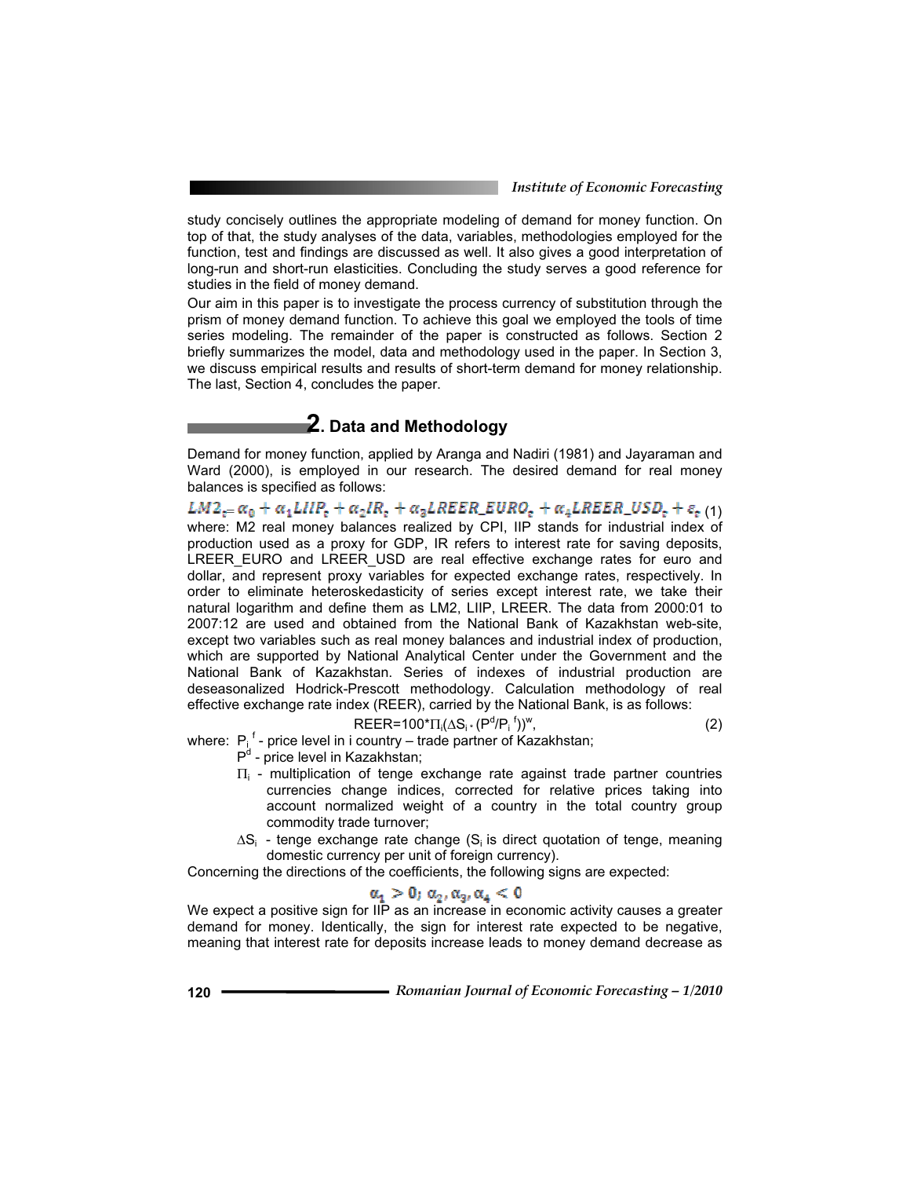study concisely outlines the appropriate modeling of demand for money function. On top of that, the study analyses of the data, variables, methodologies employed for the function, test and findings are discussed as well. It also gives a good interpretation of long-run and short-run elasticities. Concluding the study serves a good reference for studies in the field of money demand.

Our aim in this paper is to investigate the process currency of substitution through the prism of money demand function. To achieve this goal we employed the tools of time series modeling. The remainder of the paper is constructed as follows. Section 2 briefly summarizes the model, data and methodology used in the paper. In Section 3, we discuss empirical results and results of short-term demand for money relationship. The last, Section 4, concludes the paper.

## 2. Data and Methodology

Demand for money function, applied by Aranga and Nadiri (1981) and Jayaraman and Ward (2000), is employed in our research. The desired demand for real money balances is specified as follows:

$$LM2_t = \alpha_0 + \alpha_1 LIIP_t + \alpha_2 IR_t + \alpha_3 LREER\_EURO_t + \alpha_4 LREER\_USD_t + \varepsilon_t \quad (1)$$

where: M2 real money balances realized by CPI, IIP stands for industrial index of production used as a proxy for GDP, IR refers to interest rate for saving deposits, LREER_EURO and LREER_USD are real effective exchange rates for euro and dollar, and represent proxy variables for expected exchange rates, respectively. In order to eliminate heteroskedasticity of series except interest rate, we take their natural logarithm and define them as LM2, LIIP, LREER. The data from 2000:01 to 2007:12 are used and obtained from the National Bank of Kazakhstan web-site, except two variables such as real money balances and industrial index of production, which are supported by National Analytical Center under the Government and the National Bank of Kazakhstan. Series of indexes of industrial production are deseasonalized Hodrick-Prescott methodology. Calculation methodology of real effective exchange rate index (REER), carried by the National Bank, is as follows:

$$REER = 100 * \Pi_i (\Delta S_i \cdot (P^d / P_i^{\,f}))^w, \quad (2)$$

where: $P_i^{\,f}$ - price level in i country – trade partner of Kazakhstan;

- $P^d$ - price level in Kazakhstan;
- $\Pi_i$ - multiplication of tenge exchange rate against trade partner countries currencies change indices, corrected for relative prices taking into account normalized weight of a country in the total country group commodity trade turnover;
- $\Delta S_i$ - tenge exchange rate change ($S_i$ is direct quotation of tenge, meaning domestic currency per unit of foreign currency).

Concerning the directions of the coefficients, the following signs are expected:

$$\alpha_1 > 0; \ \alpha_2, \alpha_3, \alpha_4 < 0$$

We expect a positive sign for IIP as an increase in economic activity causes a greater demand for money. Identically, the sign for interest rate expected to be negative, meaning that interest rate for deposits increase leads to money demand decrease as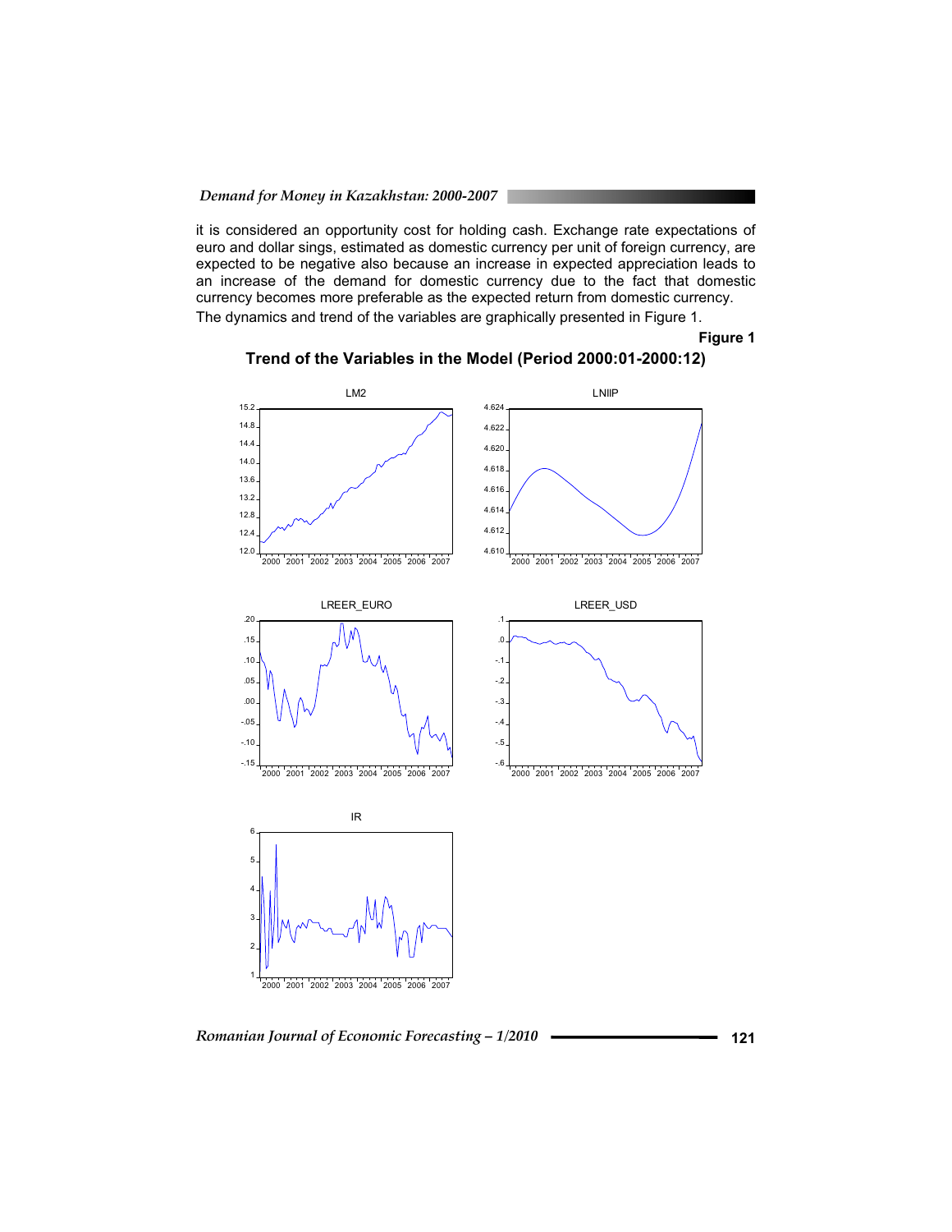it is considered an opportunity cost for holding cash. Exchange rate expectations of euro and dollar sings, estimated as domestic currency per unit of foreign currency, are expected to be negative also because an increase in expected appreciation leads to an increase of the demand for domestic currency due to the fact that domestic currency becomes more preferable as the expected return from domestic currency.

The dynamics and trend of the variables are graphically presented in Figure 1.

**Figure 1**

**Trend of the Variables in the Model (Period 2000:01-2000:12)**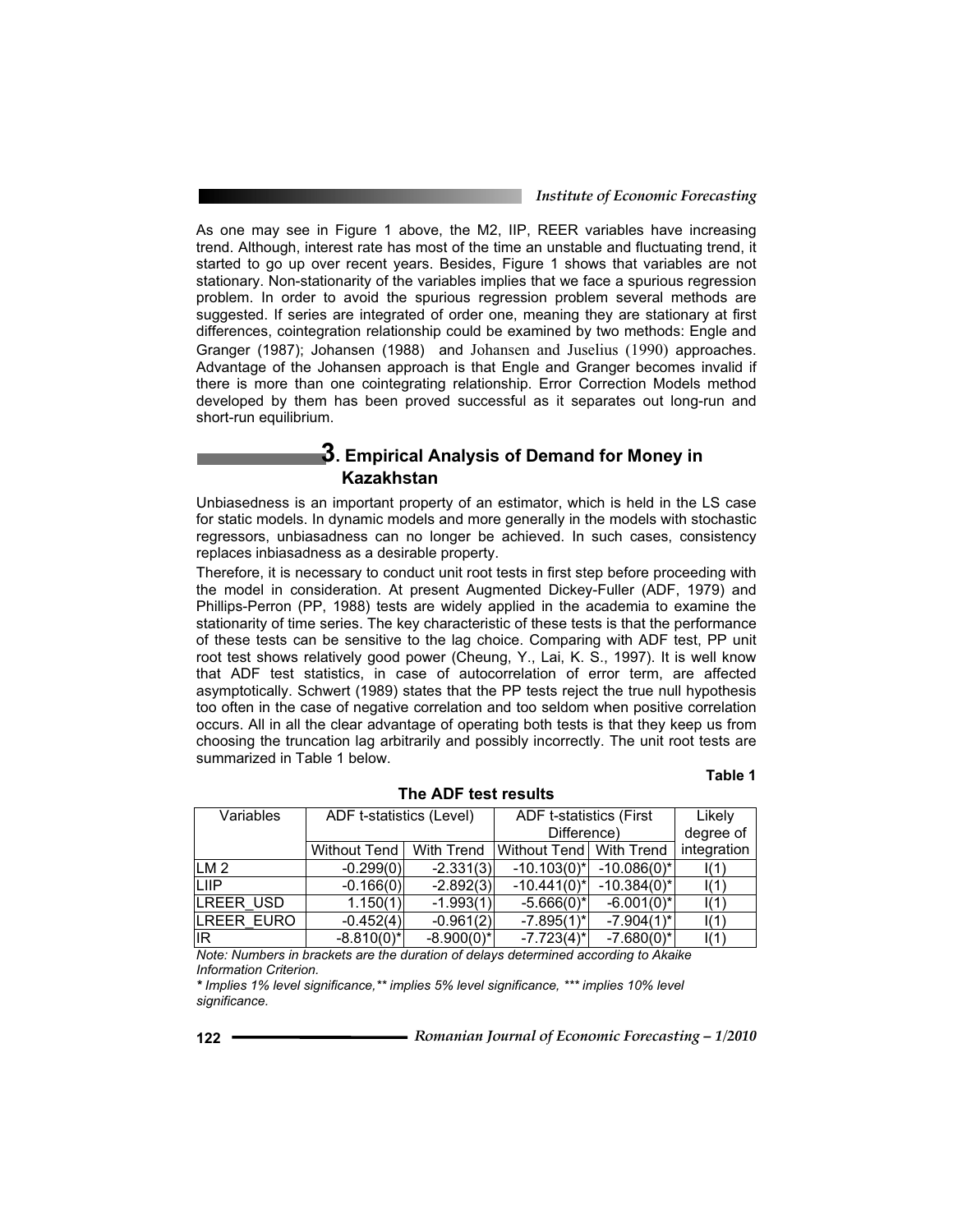As one may see in Figure 1 above, the M2, IIP, REER variables have increasing trend. Although, interest rate has most of the time an unstable and fluctuating trend, it started to go up over recent years. Besides, Figure 1 shows that variables are not stationary. Non-stationarity of the variables implies that we face a spurious regression problem. In order to avoid the spurious regression problem several methods are suggested. If series are integrated of order one, meaning they are stationary at first differences, cointegration relationship could be examined by two methods: Engle and Granger (1987); Johansen (1988) and Johansen and Juselius (1990) approaches. Advantage of the Johansen approach is that Engle and Granger becomes invalid if there is more than one cointegrating relationship. Error Correction Models method developed by them has been proved successful as it separates out long-run and short-run equilibrium.

## 3. Empirical Analysis of Demand for Money in Kazakhstan

Unbiasedness is an important property of an estimator, which is held in the LS case for static models. In dynamic models and more generally in the models with stochastic regressors, unbiasadness can no longer be achieved. In such cases, consistency replaces inbiasadness as a desirable property.

Therefore, it is necessary to conduct unit root tests in first step before proceeding with the model in consideration. At present Augmented Dickey-Fuller (ADF, 1979) and Phillips-Perron (PP, 1988) tests are widely applied in the academia to examine the stationarity of time series. The key characteristic of these tests is that the performance of these tests can be sensitive to the lag choice. Comparing with ADF test, PP unit root test shows relatively good power (Cheung, Y., Lai, K. S., 1997). It is well know that ADF test statistics, in case of autocorrelation of error term, are affected asymptotically. Schwert (1989) states that the PP tests reject the true null hypothesis too often in the case of negative correlation and too seldom when positive correlation occurs. All in all the clear advantage of operating both tests is that they keep us from choosing the truncation lag arbitrarily and possibly incorrectly. The unit root tests are summarized in Table 1 below.

**Table 1**

**The ADF test results**

| Variables | ADF t-statistics (Level) | | ADF t-statistics (First Difference) | | Likely degree of integration |
|---|---|---|---|---|---|
| | Without Tend | With Trend | Without Tend | With Trend | |
| LM 2 | -0.299(0) | -2.331(3) | -10.103(0)* | -10.086(0)* | I(1) |
| LIIP | -0.166(0) | -2.892(3) | -10.441(0)* | -10.384(0)* | I(1) |
| LREER_USD | 1.150(1) | -1.993(1) | -5.666(0)* | -6.001(0)* | I(1) |
| LREER_EURO | -0.452(4) | -0.961(2) | -7.895(1)* | -7.904(1)* | I(1) |
| IR | -8.810(0)* | -8.900(0)* | -7.723(4)* | -7.680(0)* | I(1) |

*Note: Numbers in brackets are the duration of delays determined according to Akaike Information Criterion.*

*\* Implies 1% level significance,\*\* implies 5% level significance, \*\*\* implies 10% level significance.*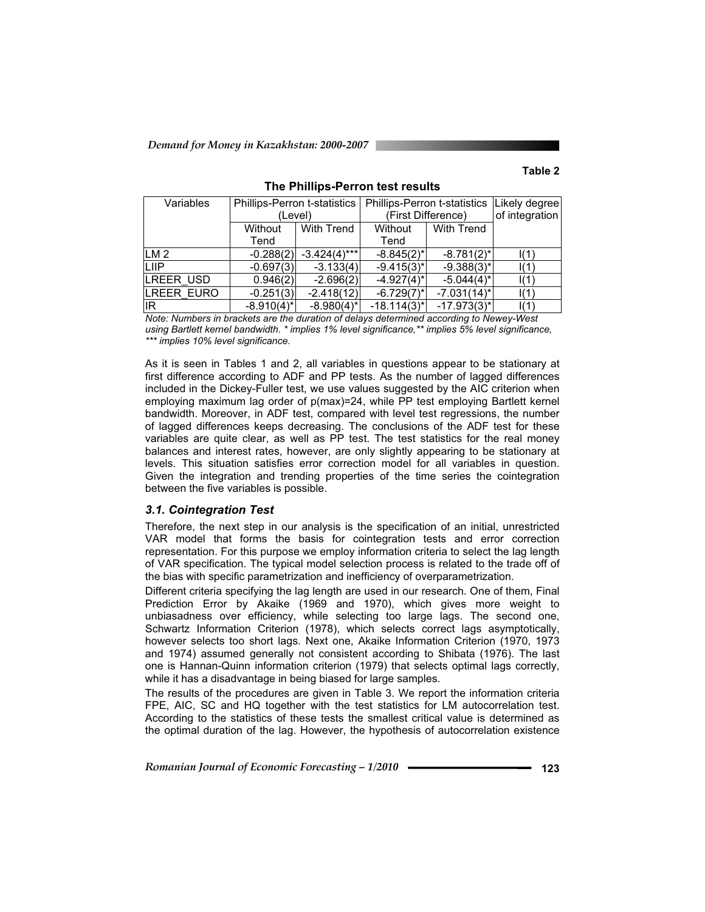**Table 2**

**The Phillips-Perron test results**

| Variables | Phillips-Perron t-statistics (Level) | | Phillips-Perron t-statistics (First Difference) | | Likely degree of integration |
|---|---|---|---|---|---|
| | Without Tend | With Trend | Without Tend | With Trend | |
| LM 2 | -0.288(2) | -3.424(4)*** | -8.845(2)* | -8.781(2)* | I(1) |
| LIIP | -0.697(3) | -3.133(4) | -9.415(3)* | -9.388(3)* | I(1) |
| LREER_USD | 0.946(2) | -2.696(2) | -4.927(4)* | -5.044(4)* | I(1) |
| LREER_EURO | -0.251(3) | -2.418(12) | -6.729(7)* | -7.031(14)* | I(1) |
| IR | -8.910(4)* | -8.980(4)* | -18.114(3)* | -17.973(3)* | I(1) |

*Note: Numbers in brackets are the duration of delays determined according to Newey-West using Bartlett kernel bandwidth. * implies 1% level significance,** implies 5% level significance, *** implies 10% level significance.*

As it is seen in Tables 1 and 2, all variables in questions appear to be stationary at first difference according to ADF and PP tests. As the number of lagged differences included in the Dickey-Fuller test, we use values suggested by the AIC criterion when employing maximum lag order of p(max)=24, while PP test employing Bartlett kernel bandwidth. Moreover, in ADF test, compared with level test regressions, the number of lagged differences keeps decreasing. The conclusions of the ADF test for these variables are quite clear, as well as PP test. The test statistics for the real money balances and interest rates, however, are only slightly appearing to be stationary at levels. This situation satisfies error correction model for all variables in question. Given the integration and trending properties of the time series the cointegration between the five variables is possible.

### *3.1. Cointegration Test*

Therefore, the next step in our analysis is the specification of an initial, unrestricted VAR model that forms the basis for cointegration tests and error correction representation. For this purpose we employ information criteria to select the lag length of VAR specification. The typical model selection process is related to the trade off of the bias with specific parametrization and inefficiency of overparametrization.

Different criteria specifying the lag length are used in our research. One of them, Final Prediction Error by Akaike (1969 and 1970), which gives more weight to unbiasadness over efficiency, while selecting too large lags. The second one, Schwartz Information Criterion (1978), which selects correct lags asymptotically, however selects too short lags. Next one, Akaike Information Criterion (1970, 1973 and 1974) assumed generally not consistent according to Shibata (1976). The last one is Hannan-Quinn information criterion (1979) that selects optimal lags correctly, while it has a disadvantage in being biased for large samples.

The results of the procedures are given in Table 3. We report the information criteria FPE, AIC, SC and HQ together with the test statistics for LM autocorrelation test. According to the statistics of these tests the smallest critical value is determined as the optimal duration of the lag. However, the hypothesis of autocorrelation existence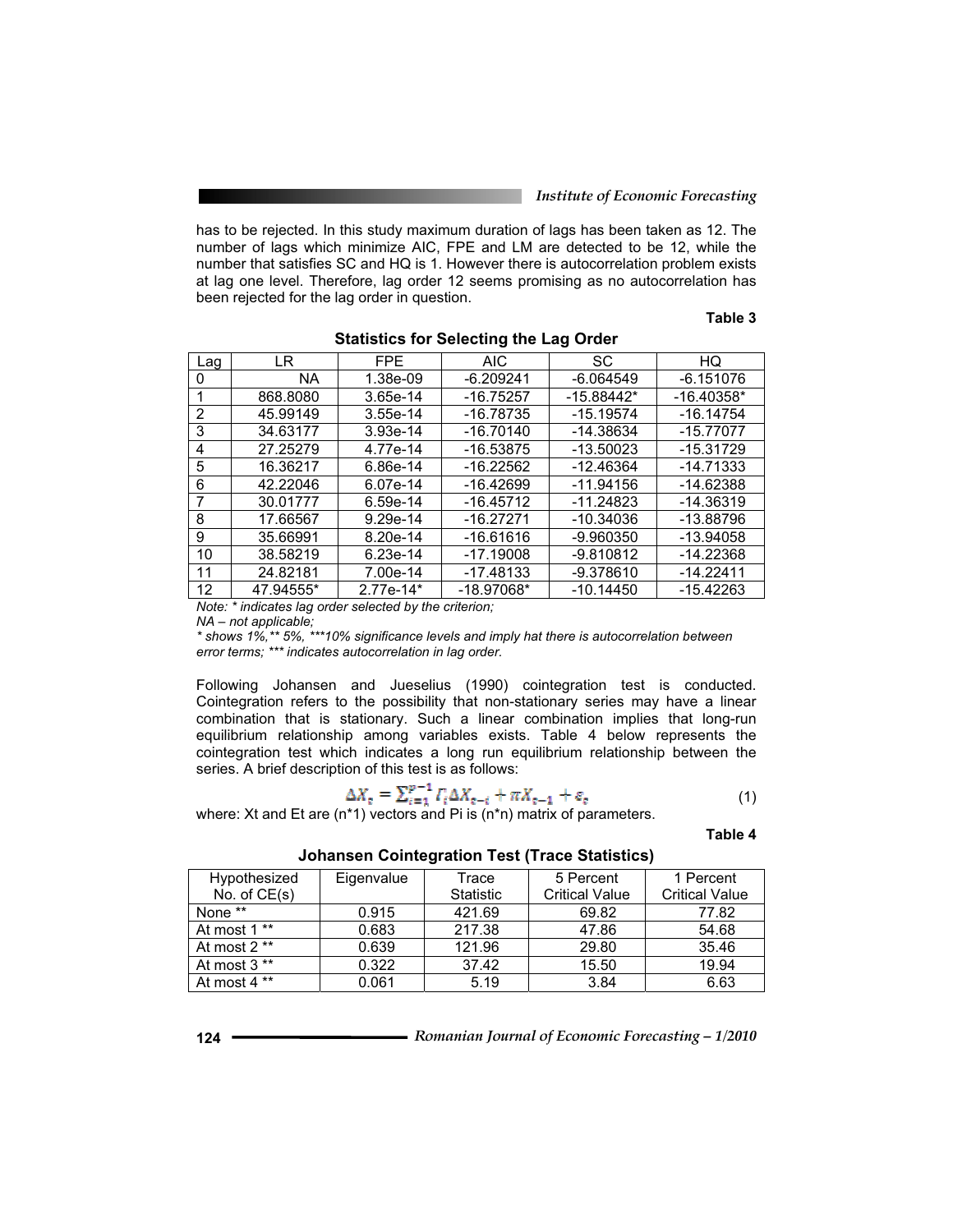has to be rejected. In this study maximum duration of lags has been taken as 12. The number of lags which minimize AIC, FPE and LM are detected to be 12, while the number that satisfies SC and HQ is 1. However there is autocorrelation problem exists at lag one level. Therefore, lag order 12 seems promising as no autocorrelation has been rejected for the lag order in question.

**Table 3**

**Statistics for Selecting the Lag Order**

| Lag | LR | FPE | AIC | SC | HQ |
|---|---|---|---|---|---|
| 0 | NA | 1.38e-09 | -6.209241 | -6.064549 | -6.151076 |
| 1 | 868.8080 | 3.65e-14 | -16.75257 | -15.88442* | -16.40358* |
| 2 | 45.99149 | 3.55e-14 | -16.78735 | -15.19574 | -16.14754 |
| 3 | 34.63177 | 3.93e-14 | -16.70140 | -14.38634 | -15.77077 |
| 4 | 27.25279 | 4.77e-14 | -16.53875 | -13.50023 | -15.31729 |
| 5 | 16.36217 | 6.86e-14 | -16.22562 | -12.46364 | -14.71333 |
| 6 | 42.22046 | 6.07e-14 | -16.42699 | -11.94156 | -14.62388 |
| 7 | 30.01777 | 6.59e-14 | -16.45712 | -11.24823 | -14.36319 |
| 8 | 17.66567 | 9.29e-14 | -16.27271 | -10.34036 | -13.88796 |
| 9 | 35.66991 | 8.20e-14 | -16.61616 | -9.960350 | -13.94058 |
| 10 | 38.58219 | 6.23e-14 | -17.19008 | -9.810812 | -14.22368 |
| 11 | 24.82181 | 7.00e-14 | -17.48133 | -9.378610 | -14.22411 |
| 12 | 47.94555* | 2.77e-14* | -18.97068* | -10.14450 | -15.42263 |

*Note: * indicates lag order selected by the criterion;*
*NA – not applicable;*
*\* shows 1%,\*\* 5%, \*\*\*10% significance levels and imply hat there is autocorrelation between error terms; \*\*\* indicates autocorrelation in lag order.*

Following Johansen and Jueselius (1990) cointegration test is conducted. Cointegration refers to the possibility that non-stationary series may have a linear combination that is stationary. Such a linear combination implies that long-run equilibrium relationship among variables exists. Table 4 below represents the cointegration test which indicates a long run equilibrium relationship between the series. A brief description of this test is as follows:

$$\Delta X_t = \sum_{i=1}^{p-1} \Gamma_i \Delta X_{t-i} + \pi X_{t-1} + \varepsilon_t \quad (1)$$

where: Xt and Et are (n*1) vectors and Pi is (n*n) matrix of parameters.

**Table 4**

**Johansen Cointegration Test (Trace Statistics)**

| Hypothesized No. of CE(s) | Eigenvalue | Trace Statistic | 5 Percent Critical Value | 1 Percent Critical Value |
|---|---|---|---|---|
| None ** | 0.915 | 421.69 | 69.82 | 77.82 |
| At most 1 ** | 0.683 | 217.38 | 47.86 | 54.68 |
| At most 2 ** | 0.639 | 121.96 | 29.80 | 35.46 |
| At most 3 ** | 0.322 | 37.42 | 15.50 | 19.94 |
| At most 4 ** | 0.061 | 5.19 | 3.84 | 6.63 |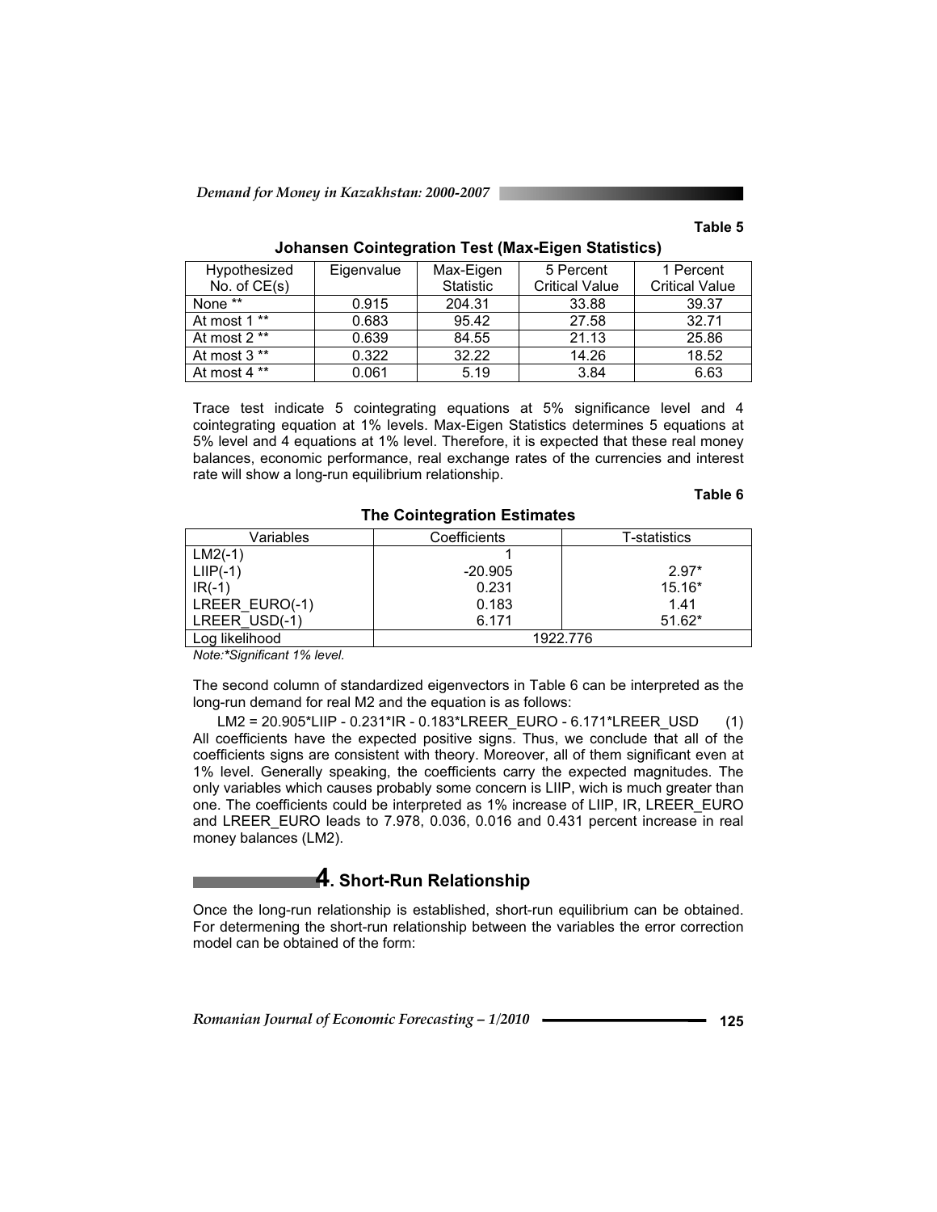**Table 5**

**Johansen Cointegration Test (Max-Eigen Statistics)**

| Hypothesized No. of CE(s) | Eigenvalue | Max-Eigen Statistic | 5 Percent Critical Value | 1 Percent Critical Value |
|---|---|---|---|---|
| None ** | 0.915 | 204.31 | 33.88 | 39.37 |
| At most 1 ** | 0.683 | 95.42 | 27.58 | 32.71 |
| At most 2 ** | 0.639 | 84.55 | 21.13 | 25.86 |
| At most 3 ** | 0.322 | 32.22 | 14.26 | 18.52 |
| At most 4 ** | 0.061 | 5.19 | 3.84 | 6.63 |

Trace test indicate 5 cointegrating equations at 5% significance level and 4 cointegrating equation at 1% levels. Max-Eigen Statistics determines 5 equations at 5% level and 4 equations at 1% level. Therefore, it is expected that these real money balances, economic performance, real exchange rates of the currencies and interest rate will show a long-run equilibrium relationship.

**Table 6**

**The Cointegration Estimates**

| Variables | Coefficients | T-statistics |
|---|---|---|
| LM2(-1) | 1 | |
| LIIP(-1) | -20.905 | 2.97* |
| IR(-1) | 0.231 | 15.16* |
| LREER_EURO(-1) | 0.183 | 1.41 |
| LREER_USD(-1) | 6.171 | 51.62* |
| Log likelihood | 1922.776 | |

*Note:*Significant 1% level.*

The second column of standardized eigenvectors in Table 6 can be interpreted as the long-run demand for real M2 and the equation is as follows:

$$LM2 = 20.905*LIIP - 0.231*IR - 0.183*LREER\_EURO - 6.171*LREER\_USD \quad (1)$$

All coefficients have the expected positive signs. Thus, we conclude that all of the coefficients signs are consistent with theory. Moreover, all of them significant even at 1% level. Generally speaking, the coefficients carry the expected magnitudes. The only variables which causes probably some concern is LIIP, wich is much greater than one. The coefficients could be interpreted as 1% increase of LIIP, IR, LREER_EURO and LREER_EURO leads to 7.978, 0.036, 0.016 and 0.431 percent increase in real money balances (LM2).

## 4. Short-Run Relationship

Once the long-run relationship is established, short-run equilibrium can be obtained. For determening the short-run relationship between the variables the error correction model can be obtained of the form: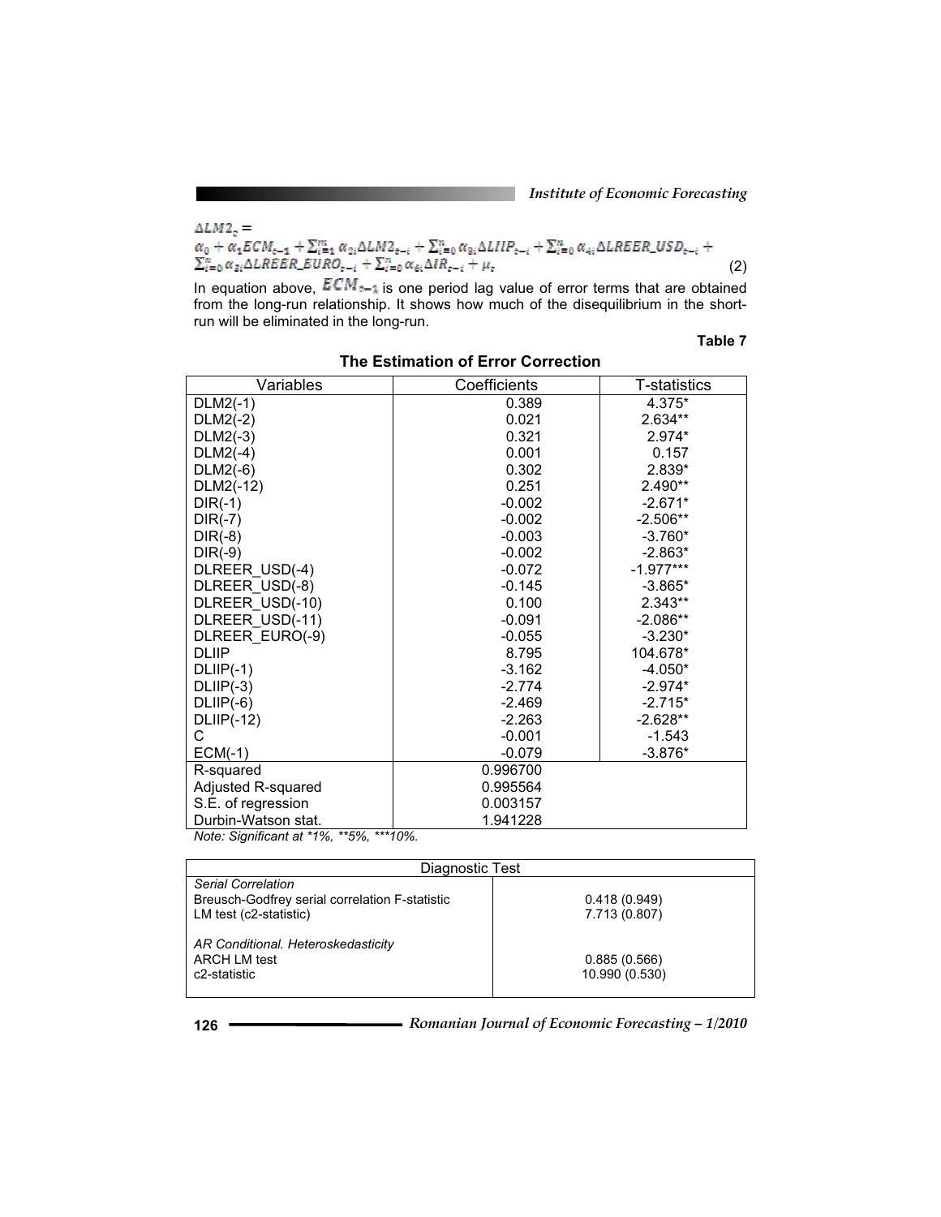$$\Delta LM2_t = \alpha_0 + \alpha_1 ECM_{t-1} + \sum_{i=1}^{m} \alpha_{2i} \Delta LM2_{t-i} + \sum_{i=0}^{n} \alpha_{3i} \Delta LIIP_{t-i} + \sum_{i=0}^{n} \alpha_{4i} \Delta LREER\_USD_{t-i} + \sum_{i=0}^{n} \alpha_{5i} \Delta LREER\_EURO_{t-i} + \sum_{i=0}^{n} \alpha_{6i} \Delta IR_{t-i} + \mu_t \quad (2)$$

In equation above, $ECM_{t-1}$ is one period lag value of error terms that are obtained from the long-run relationship. It shows how much of the disequilibrium in the short-run will be eliminated in the long-run.

**Table 7**

**The Estimation of Error Correction**

| Variables | Coefficients | T-statistics |
|---|---|---|
| DLM2(-1) | 0.389 | 4.375* |
| DLM2(-2) | 0.021 | 2.634** |
| DLM2(-3) | 0.321 | 2.974* |
| DLM2(-4) | 0.001 | 0.157 |
| DLM2(-6) | 0.302 | 2.839* |
| DLM2(-12) | 0.251 | 2.490** |
| DIR(-1) | -0.002 | -2.671* |
| DIR(-7) | -0.002 | -2.506** |
| DIR(-8) | -0.003 | -3.760* |
| DIR(-9) | -0.002 | -2.863* |
| DLREER_USD(-4) | -0.072 | -1.977*** |
| DLREER_USD(-8) | -0.145 | -3.865* |
| DLREER_USD(-10) | 0.100 | 2.343** |
| DLREER_USD(-11) | -0.091 | -2.086** |
| DLREER_EURO(-9) | -0.055 | -3.230* |
| DLIIP | 8.795 | 104.678* |
| DLIIP(-1) | -3.162 | -4.050* |
| DLIIP(-3) | -2.774 | -2.974* |
| DLIIP(-6) | -2.469 | -2.715* |
| DLIIP(-12) | -2.263 | -2.628** |
| C | -0.001 | -1.543 |
| ECM(-1) | -0.079 | -3.876* |
| R-squared | 0.996700 | |
| Adjusted R-squared | 0.995564 | |
| S.E. of regression | 0.003157 | |
| Durbin-Watson stat. | 1.941228 | |

*Note: Significant at *1%, **5%, ***10%.*

| Diagnostic Test | |
|---|---|
| *Serial Correlation* | |
| Breusch-Godfrey serial correlation F-statistic | 0.418 (0.949) |
| LM test (c2-statistic) | 7.713 (0.807) |
| *AR Conditional. Heteroskedasticity* | |
| ARCH LM test | 0.885 (0.566) |
| c2-statistic | 10.990 (0.530) |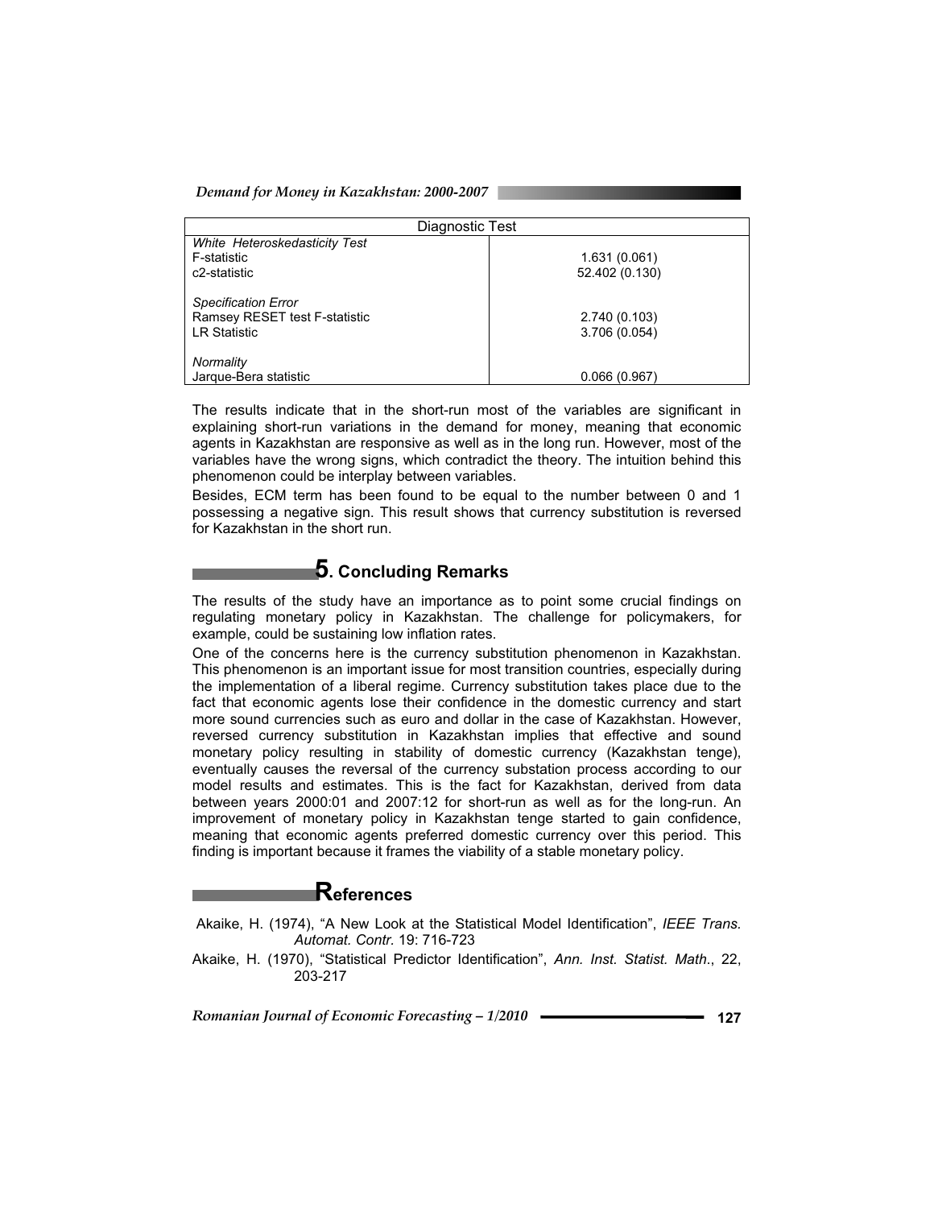| Diagnostic Test | |
|---|---|
| *White Heteroskedasticity Test* | |
| F-statistic | 1.631 (0.061) |
| c2-statistic | 52.402 (0.130) |
| | |
| *Specification Error* | |
| Ramsey RESET test F-statistic | 2.740 (0.103) |
| LR Statistic | 3.706 (0.054) |
| | |
| *Normality* | |
| Jarque-Bera statistic | 0.066 (0.967) |

The results indicate that in the short-run most of the variables are significant in explaining short-run variations in the demand for money, meaning that economic agents in Kazakhstan are responsive as well as in the long run. However, most of the variables have the wrong signs, which contradict the theory. The intuition behind this phenomenon could be interplay between variables.

Besides, ECM term has been found to be equal to the number between 0 and 1 possessing a negative sign. This result shows that currency substitution is reversed for Kazakhstan in the short run.

## 5. Concluding Remarks

The results of the study have an importance as to point some crucial findings on regulating monetary policy in Kazakhstan. The challenge for policymakers, for example, could be sustaining low inflation rates.

One of the concerns here is the currency substitution phenomenon in Kazakhstan. This phenomenon is an important issue for most transition countries, especially during the implementation of a liberal regime. Currency substitution takes place due to the fact that economic agents lose their confidence in the domestic currency and start more sound currencies such as euro and dollar in the case of Kazakhstan. However, reversed currency substitution in Kazakhstan implies that effective and sound monetary policy resulting in stability of domestic currency (Kazakhstan tenge), eventually causes the reversal of the currency substation process according to our model results and estimates. This is the fact for Kazakhstan, derived from data between years 2000:01 and 2007:12 for short-run as well as for the long-run. An improvement of monetary policy in Kazakhstan tenge started to gain confidence, meaning that economic agents preferred domestic currency over this period. This finding is important because it frames the viability of a stable monetary policy.

## References

Akaike, H. (1974), "A New Look at the Statistical Model Identification", *IEEE Trans. Automat. Contr.* 19: 716-723

Akaike, H. (1970), "Statistical Predictor Identification", *Ann. Inst. Statist. Math*., 22, 203-217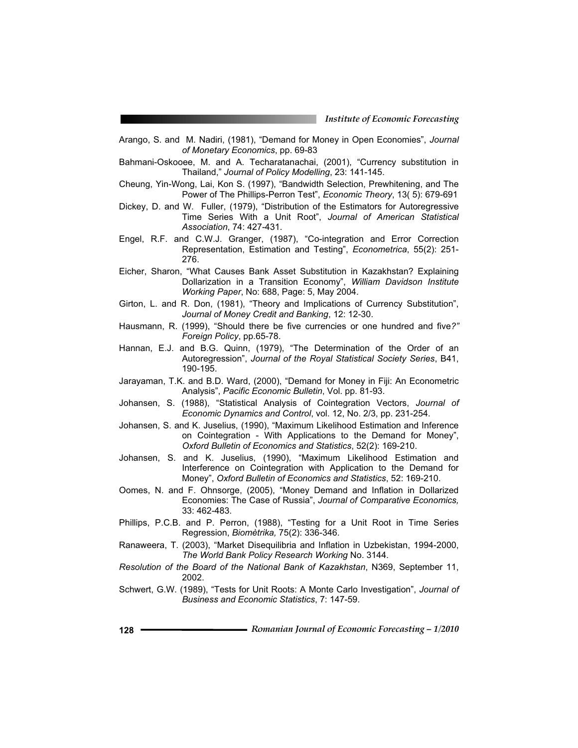Arango, S. and M. Nadiri, (1981), "Demand for Money in Open Economies", *Journal of Monetary Economics*, pp. 69-83

Bahmani-Oskooee, M. and A. Techaratanachai, (2001), "Currency substitution in Thailand," *Journal of Policy Modelling*, 23: 141-145.

Cheung, Yin-Wong, Lai, Kon S. (1997), "Bandwidth Selection, Prewhitening, and The Power of The Phillips-Perron Test", *Economic Theory*, 13( 5): 679-691

Dickey, D. and W. Fuller, (1979), "Distribution of the Estimators for Autoregressive Time Series With a Unit Root", *Journal of American Statistical Association*, 74: 427-431.

Engel, R.F. and C.W.J. Granger, (1987), "Co-integration and Error Correction Representation, Estimation and Testing", *Econometrica*, 55(2): 251-276.

Eicher, Sharon, "What Causes Bank Asset Substitution in Kazakhstan? Explaining Dollarization in a Transition Economy", *William Davidson Institute Working Paper*, No: 688, Page: 5, May 2004.

Girton, L. and R. Don, (1981), "Theory and Implications of Currency Substitution", *Journal of Money Credit and Banking*, 12: 12-30.

Hausmann, R. (1999), "Should there be five currencies or one hundred and five?" *Foreign Policy*, pp.65-78.

Hannan, E.J. and B.G. Quinn, (1979), "The Determination of the Order of an Autoregression", *Journal of the Royal Statistical Society Series*, B41, 190-195.

Jarayaman, T.K. and B.D. Ward, (2000), "Demand for Money in Fiji: An Econometric Analysis", *Pacific Economic Bulletin*, Vol. pp. 81-93.

Johansen, S. (1988), "Statistical Analysis of Cointegration Vectors, *Journal of Economic Dynamics and Control*, vol. 12, No. 2/3, pp. 231-254.

Johansen, S. and K. Juselius, (1990), "Maximum Likelihood Estimation and Inference on Cointegration - With Applications to the Demand for Money", *Oxford Bulletin of Economics and Statistics*, 52(2): 169-210.

Johansen, S. and K. Juselius, (1990), "Maximum Likelihood Estimation and Interference on Cointegration with Application to the Demand for Money", *Oxford Bulletin of Economics and Statistics*, 52: 169-210.

Oomes, N. and F. Ohnsorge, (2005), "Money Demand and Inflation in Dollarized Economies: The Case of Russia", *Journal of Comparative Economics,* 33: 462-483.

Phillips, P.C.B. and P. Perron, (1988), "Testing for a Unit Root in Time Series Regression, *Biomètrika,* 75(2): 336-346.

Ranaweera, T. (2003), "Market Disequilibria and Inflation in Uzbekistan, 1994-2000, *The World Bank Policy Research Working* No. 3144.

*Resolution of the Board of the National Bank of Kazakhstan*, N369, September 11, 2002.

Schwert, G.W. (1989), "Tests for Unit Roots: A Monte Carlo Investigation", *Journal of Business and Economic Statistics*, 7: 147-59.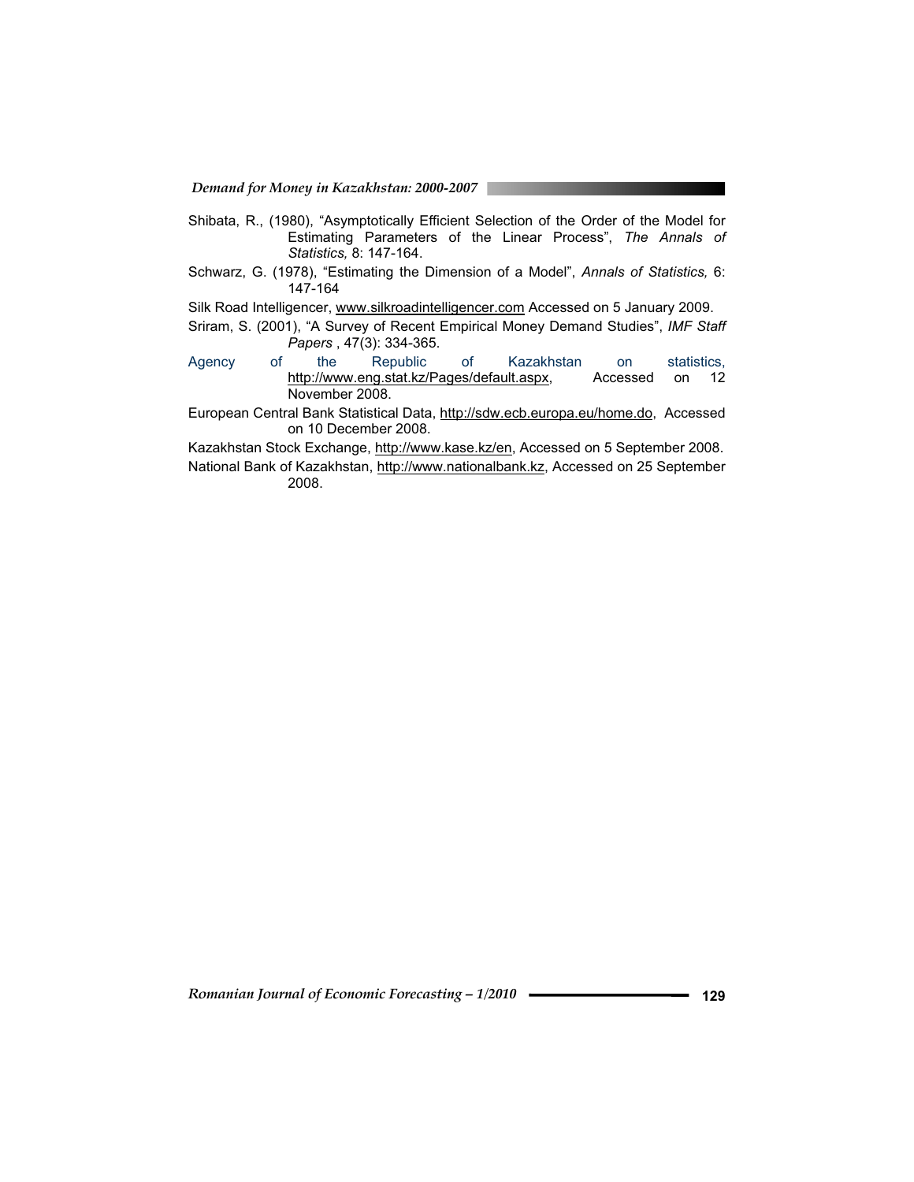Shibata, R., (1980), “Asymptotically Efficient Selection of the Order of the Model for Estimating Parameters of the Linear Process”, *The Annals of Statistics,* 8: 147-164.

Schwarz, G. (1978), “Estimating the Dimension of a Model”, *Annals of Statistics,* 6: 147-164

Silk Road Intelligencer, www.silkroadintelligencer.com Accessed on 5 January 2009.

Sriram, S. (2001), “A Survey of Recent Empirical Money Demand Studies”, *IMF Staff Papers* , 47(3): 334-365.

Agency of the Republic of Kazakhstan on statistics, http://www.eng.stat.kz/Pages/default.aspx, Accessed on 12 November 2008.

European Central Bank Statistical Data, http://sdw.ecb.europa.eu/home.do, Accessed on 10 December 2008.

Kazakhstan Stock Exchange, http://www.kase.kz/en, Accessed on 5 September 2008.

National Bank of Kazakhstan, http://www.nationalbank.kz, Accessed on 25 September 2008.